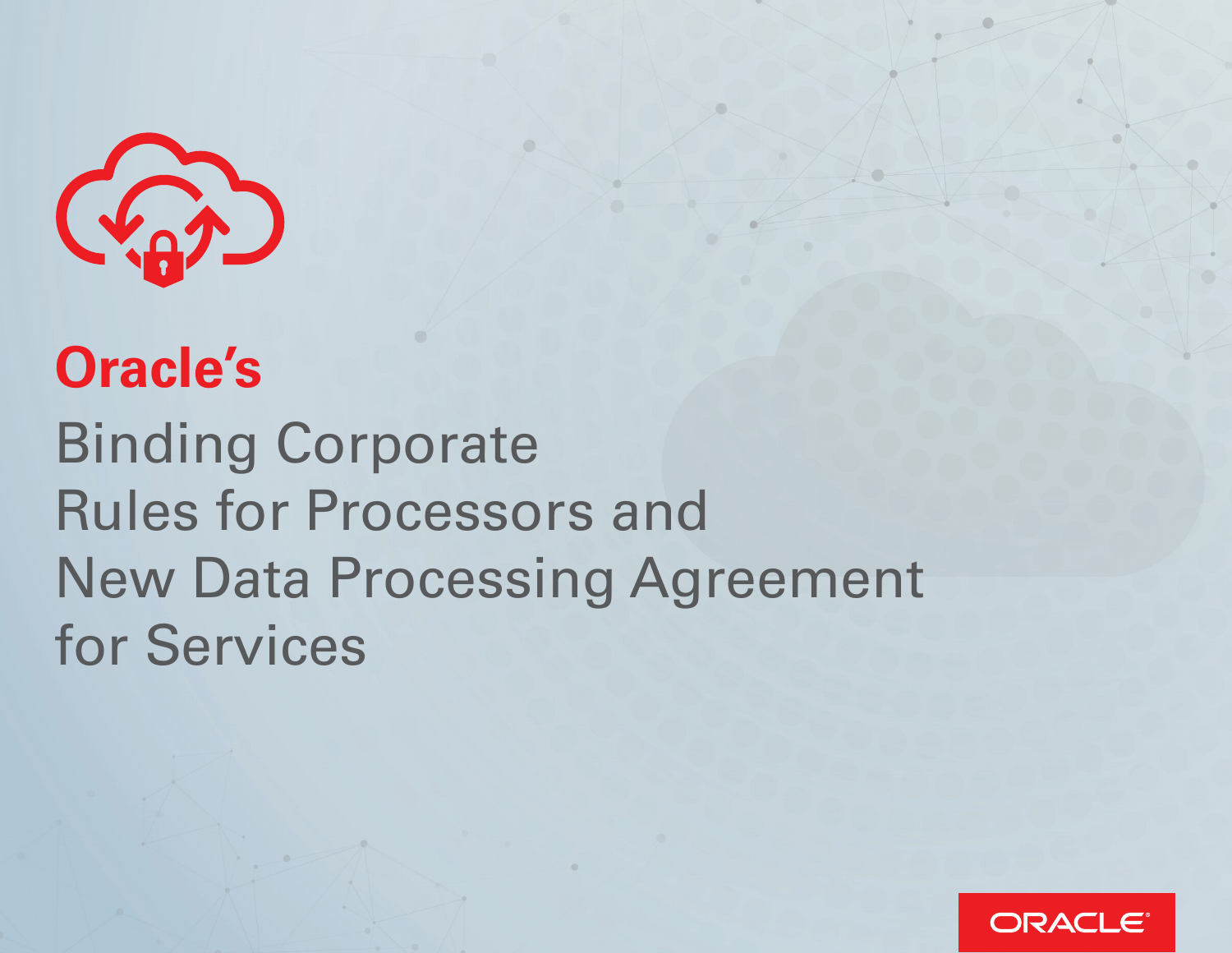# Oracle's

# Binding Corporate Rules for Processors and New Data Processing Agreement for Services

ORACLE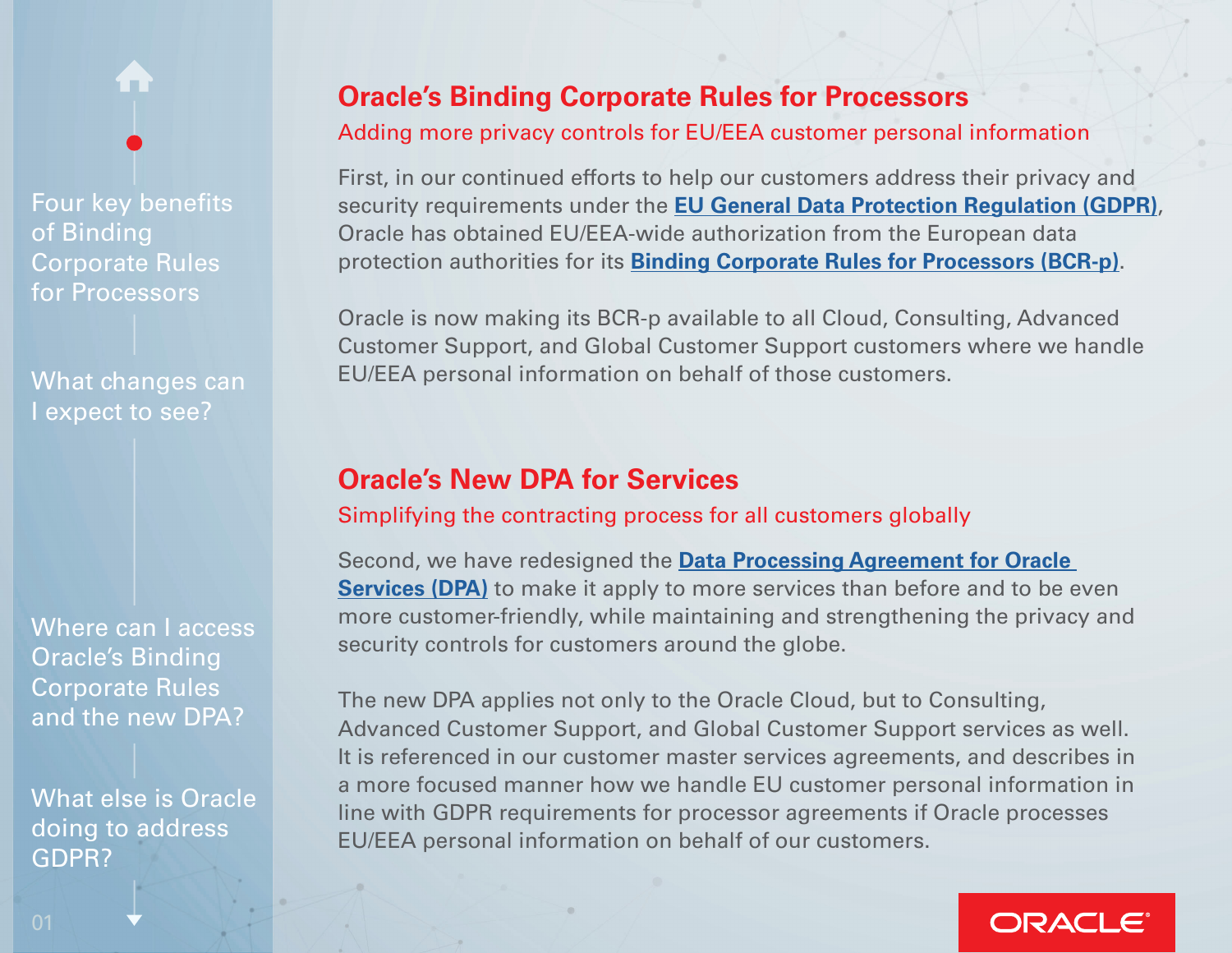## Oracle's Binding Corporate Rules for Processors

Adding more privacy controls for EU/EEA customer personal information

First, in our continued efforts to help our customers address their privacy and security requirements under the **EU General Data Protection Regulation (GDPR)**, Oracle has obtained EU/EEA-wide authorization from the European data protection authorities for its **Binding Corporate Rules for Processors (BCR-p)**.

Oracle is now making its BCR-p available to all Cloud, Consulting, Advanced Customer Support, and Global Customer Support customers where we handle EU/EEA personal information on behalf of those customers.

## Oracle's New DPA for Services

Simplifying the contracting process for all customers globally

Second, we have redesigned the **Data Processing Agreement for Oracle Services (DPA)** to make it apply to more services than before and to be even more customer-friendly, while maintaining and strengthening the privacy and security controls for customers around the globe.

The new DPA applies not only to the Oracle Cloud, but to Consulting, Advanced Customer Support, and Global Customer Support services as well. It is referenced in our customer master services agreements, and describes in a more focused manner how we handle EU customer personal information in line with GDPR requirements for processor agreements if Oracle processes EU/EEA personal information on behalf of our customers.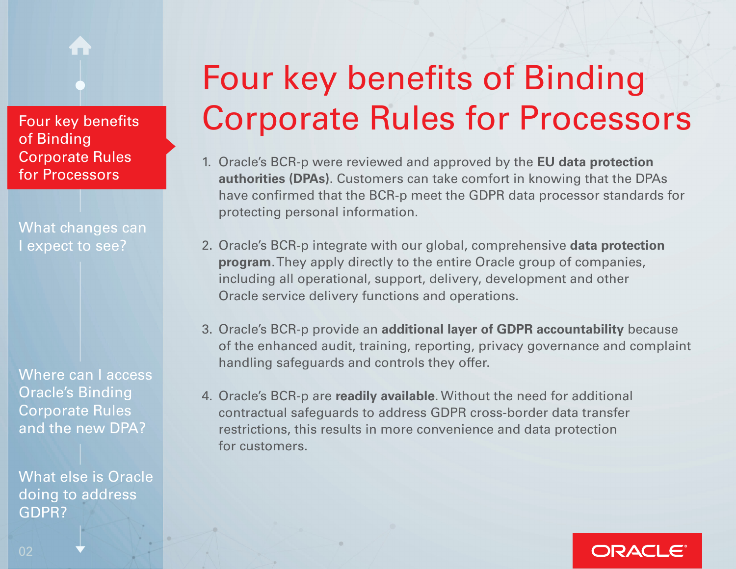# Four key benefits of Binding Corporate Rules for Processors

1. Oracle's BCR-p were reviewed and approved by the **EU data protection authorities (DPAs)**. Customers can take comfort in knowing that the DPAs have confirmed that the BCR-p meet the GDPR data processor standards for protecting personal information.

2. Oracle's BCR-p integrate with our global, comprehensive **data protection program**. They apply directly to the entire Oracle group of companies, including all operational, support, delivery, development and other Oracle service delivery functions and operations.

3. Oracle's BCR-p provide an **additional layer of GDPR accountability** because of the enhanced audit, training, reporting, privacy governance and complaint handling safeguards and controls they offer.

4. Oracle's BCR-p are **readily available**. Without the need for additional contractual safeguards to address GDPR cross-border data transfer restrictions, this results in more convenience and data protection for customers.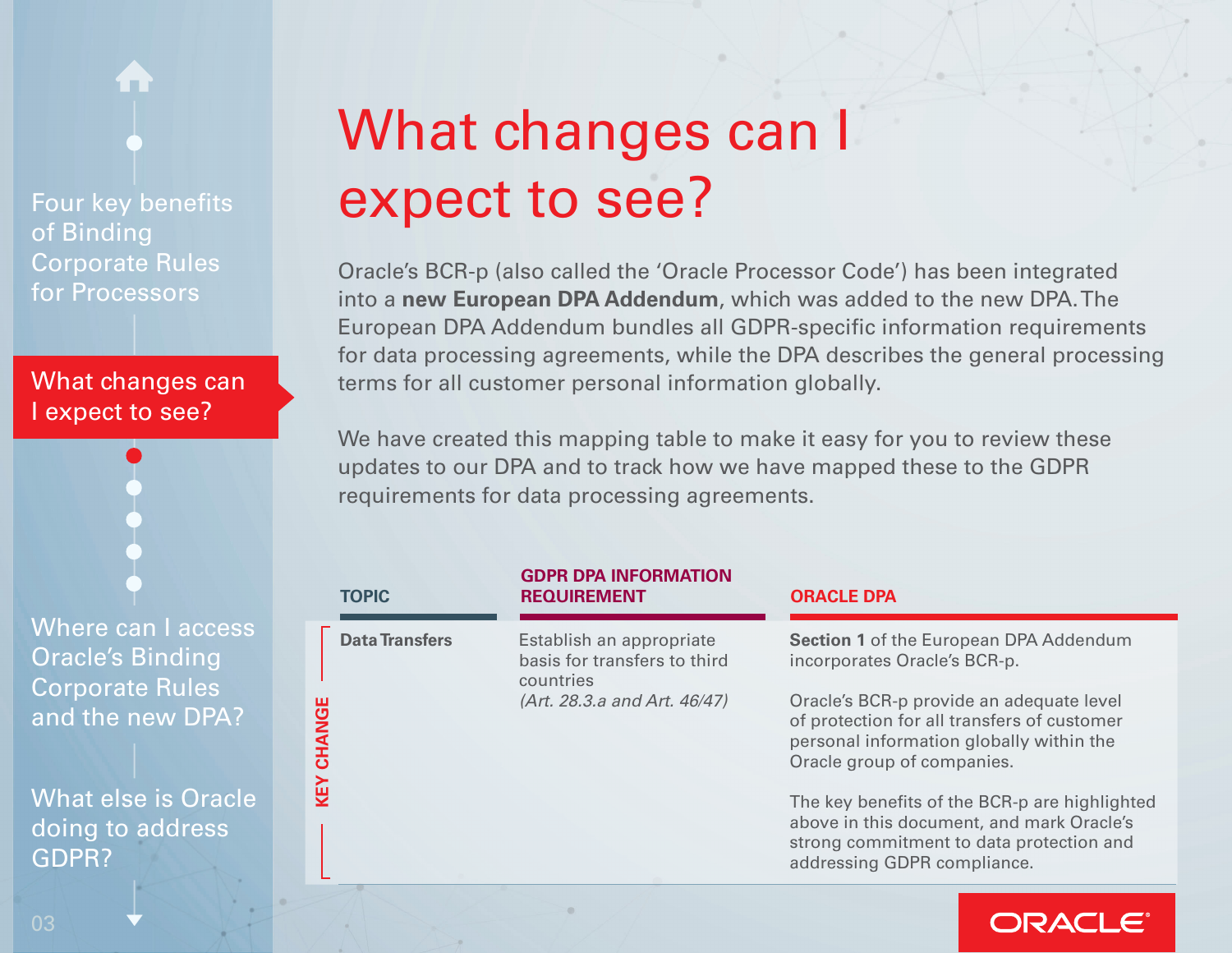# What changes can I expect to see?

Oracle's BCR-p (also called the 'Oracle Processor Code') has been integrated into a **new European DPA Addendum**, which was added to the new DPA. The European DPA Addendum bundles all GDPR-specific information requirements for data processing agreements, while the DPA describes the general processing terms for all customer personal information globally.

We have created this mapping table to make it easy for you to review these updates to our DPA and to track how we have mapped these to the GDPR requirements for data processing agreements.

| | TOPIC | GDPR DPA INFORMATION REQUIREMENT | ORACLE DPA |
|---|---|---|---|
| KEY CHANGE | **Data Transfers** | Establish an appropriate basis for transfers to third countries *(Art. 28.3.a and Art. 46/47)* | **Section 1** of the European DPA Addendum incorporates Oracle's BCR-p.<br><br>Oracle's BCR-p provide an adequate level of protection for all transfers of customer personal information globally within the Oracle group of companies.<br><br>The key benefits of the BCR-p are highlighted above in this document, and mark Oracle's strong commitment to data protection and addressing GDPR compliance. |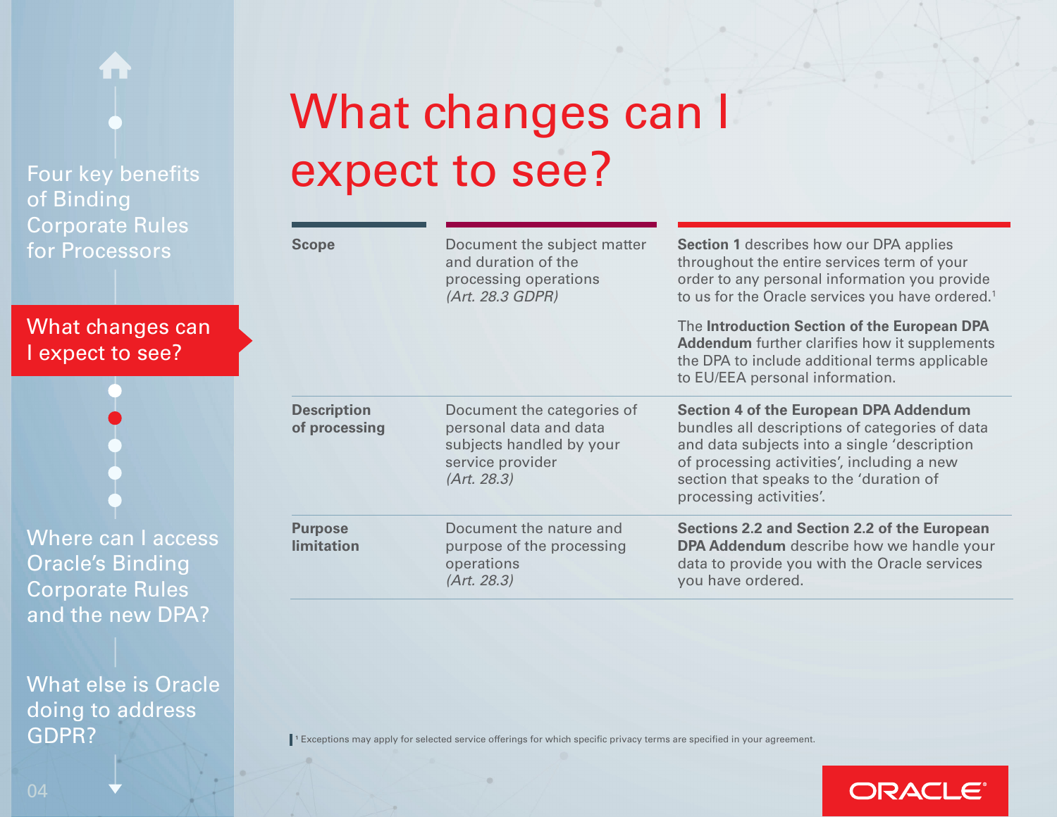# What changes can I expect to see?

| | | |
|---|---|---|
| **Scope** | Document the subject matter and duration of the processing operations *(Art. 28.3 GDPR)* | **Section 1** describes how our DPA applies throughout the entire services term of your order to any personal information you provide to us for the Oracle services you have ordered.[1]<br><br>The **Introduction Section of the European DPA Addendum** further clarifies how it supplements the DPA to include additional terms applicable to EU/EEA personal information. |
| **Description of processing** | Document the categories of personal data and data subjects handled by your service provider *(Art. 28.3)* | **Section 4 of the European DPA Addendum** bundles all descriptions of categories of data and data subjects into a single 'description of processing activities', including a new section that speaks to the 'duration of processing activities'. |
| **Purpose limitation** | Document the nature and purpose of the processing operations *(Art. 28.3)* | **Sections 2.2 and Section 2.2 of the European DPA Addendum** describe how we handle your data to provide you with the Oracle services you have ordered. |

[1] Exceptions may apply for selected service offerings for which specific privacy terms are specified in your agreement.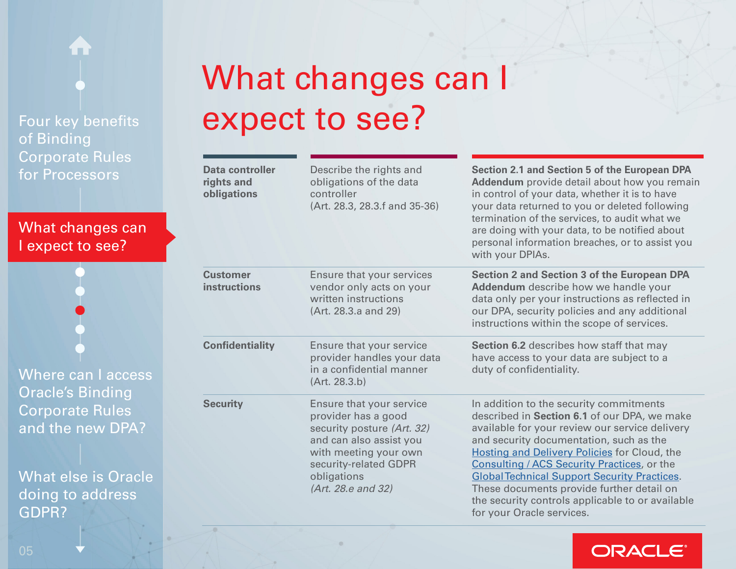# What changes can I expect to see?

| | | |
|---|---|---|
| **Data controller rights and obligations** | Describe the rights and obligations of the data controller (Art. 28.3, 28.3.f and 35-36) | **Section 2.1 and Section 5 of the European DPA Addendum** provide detail about how you remain in control of your data, whether it is to have your data returned to you or deleted following termination of the services, to audit what we are doing with your data, to be notified about personal information breaches, or to assist you with your DPIAs. |
| **Customer instructions** | Ensure that your services vendor only acts on your written instructions (Art. 28.3.a and 29) | **Section 2 and Section 3 of the European DPA Addendum** describe how we handle your data only per your instructions as reflected in our DPA, security policies and any additional instructions within the scope of services. |
| **Confidentiality** | Ensure that your service provider handles your data in a confidential manner (Art. 28.3.b) | **Section 6.2** describes how staff that may have access to your data are subject to a duty of confidentiality. |
| **Security** | Ensure that your service provider has a good security posture *(Art. 32)* and can also assist you with meeting your own security-related GDPR obligations *(Art. 28.e and 32)* | In addition to the security commitments described in **Section 6.1** of our DPA, we make available for your review our service delivery and security documentation, such as the Hosting and Delivery Policies for Cloud, the Consulting / ACS Security Practices, or the Global Technical Support Security Practices. These documents provide further detail on the security controls applicable to or available for your Oracle services. |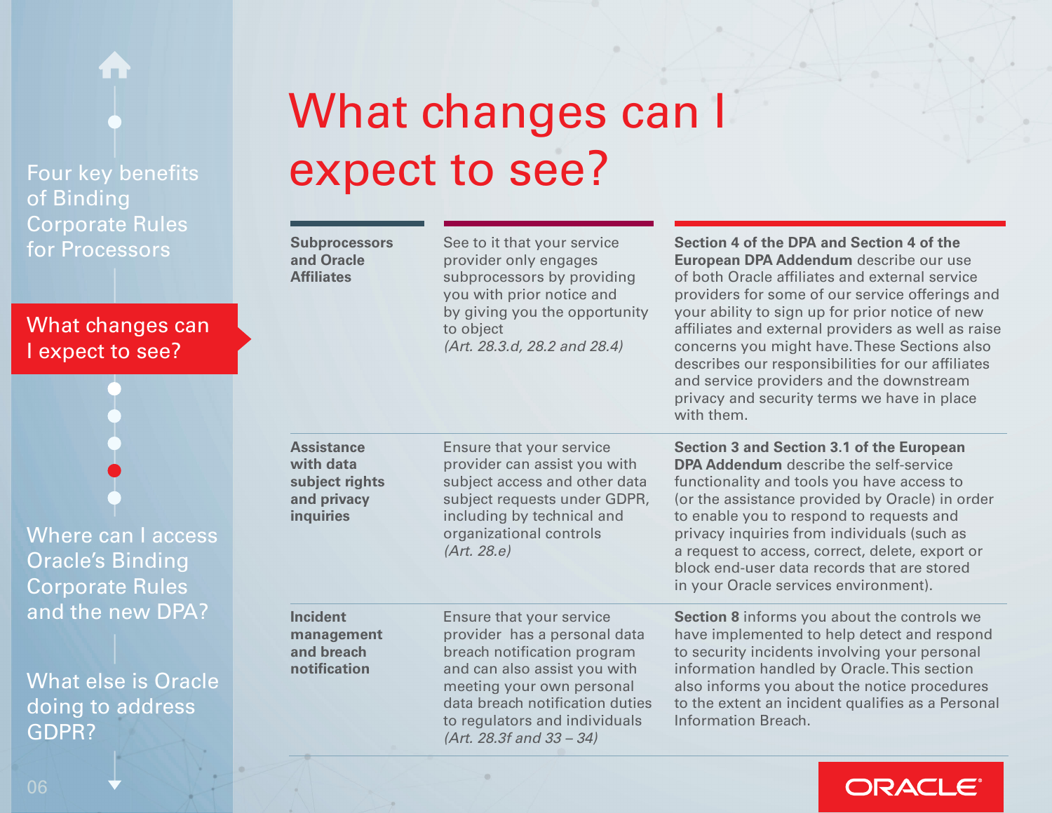# What changes can I expect to see?

| | | |
|---|---|---|
| **Subprocessors and Oracle Affiliates** | See to it that your service provider only engages subprocessors by providing you with prior notice and by giving you the opportunity to object *(Art. 28.3.d, 28.2 and 28.4)* | **Section 4 of the DPA and Section 4 of the European DPA Addendum** describe our use of both Oracle affiliates and external service providers for some of our service offerings and your ability to sign up for prior notice of new affiliates and external providers as well as raise concerns you might have. These Sections also describes our responsibilities for our affiliates and service providers and the downstream privacy and security terms we have in place with them. |
| **Assistance with data subject rights and privacy inquiries** | Ensure that your service provider can assist you with subject access and other data subject requests under GDPR, including by technical and organizational controls *(Art. 28.e)* | **Section 3 and Section 3.1 of the European DPA Addendum** describe the self-service functionality and tools you have access to (or the assistance provided by Oracle) in order to enable you to respond to requests and privacy inquiries from individuals (such as a request to access, correct, delete, export or block end-user data records that are stored in your Oracle services environment). |
| **Incident management and breach notification** | Ensure that your service provider has a personal data breach notification program and can also assist you with meeting your own personal data breach notification duties to regulators and individuals *(Art. 28.3f and 33 – 34)* | **Section 8** informs you about the controls we have implemented to help detect and respond to security incidents involving your personal information handled by Oracle. This section also informs you about the notice procedures to the extent an incident qualifies as a Personal Information Breach. |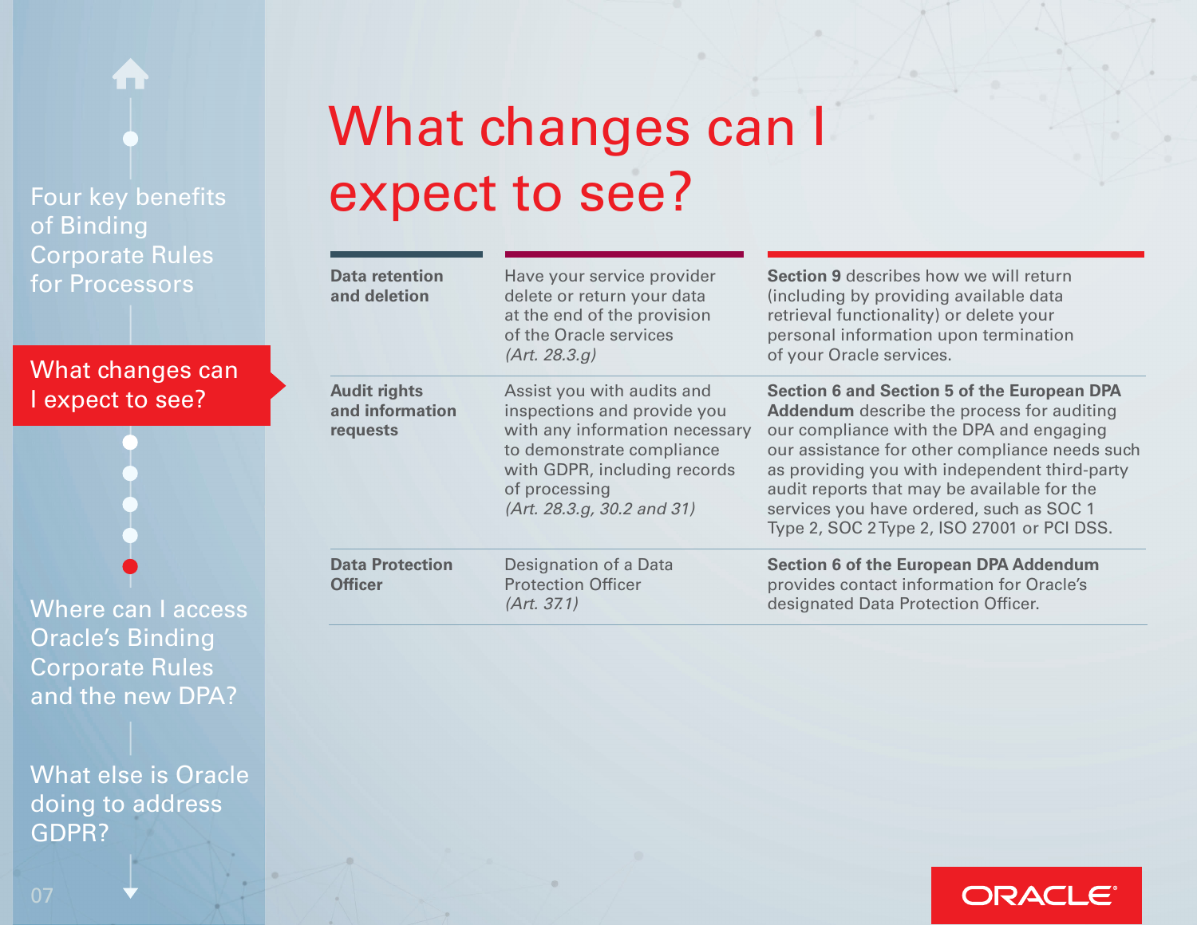# What changes can I expect to see?

| | | |
|---|---|---|
| **Data retention and deletion** | Have your service provider delete or return your data at the end of the provision of the Oracle services *(Art. 28.3.g)* | **Section 9** describes how we will return (including by providing available data retrieval functionality) or delete your personal information upon termination of your Oracle services. |
| **Audit rights and information requests** | Assist you with audits and inspections and provide you with any information necessary to demonstrate compliance with GDPR, including records of processing *(Art. 28.3.g, 30.2 and 31)* | **Section 6 and Section 5 of the European DPA Addendum** describe the process for auditing our compliance with the DPA and engaging our assistance for other compliance needs such as providing you with independent third-party audit reports that may be available for the services you have ordered, such as SOC 1 Type 2, SOC 2 Type 2, ISO 27001 or PCI DSS. |
| **Data Protection Officer** | Designation of a Data Protection Officer *(Art. 37.1)* | **Section 6 of the European DPA Addendum** provides contact information for Oracle's designated Data Protection Officer. |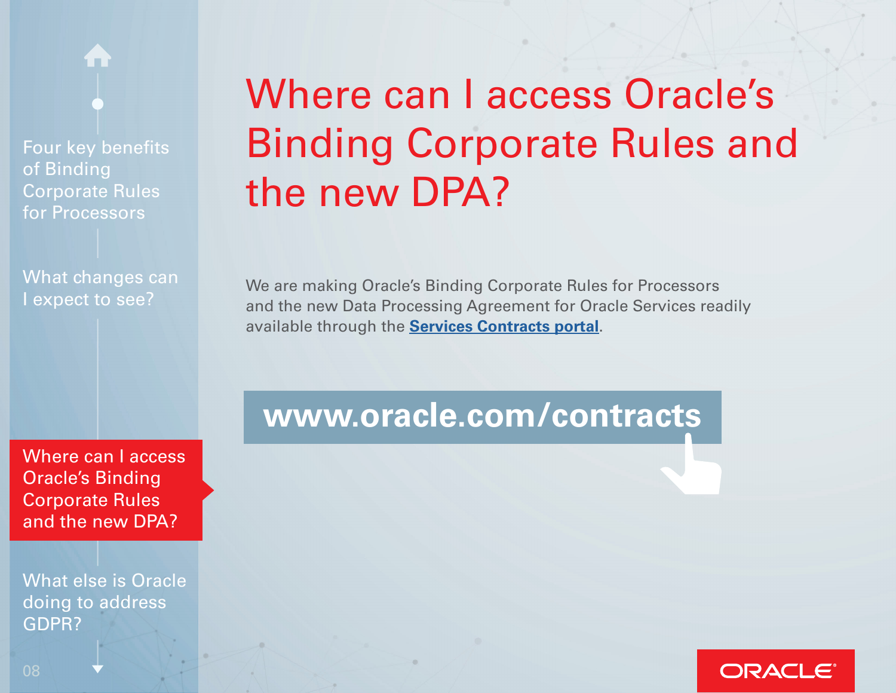# Where can I access Oracle's Binding Corporate Rules and the new DPA?

We are making Oracle's Binding Corporate Rules for Processors and the new Data Processing Agreement for Oracle Services readily available through the **Services Contracts portal**.

**www.oracle.com/contracts**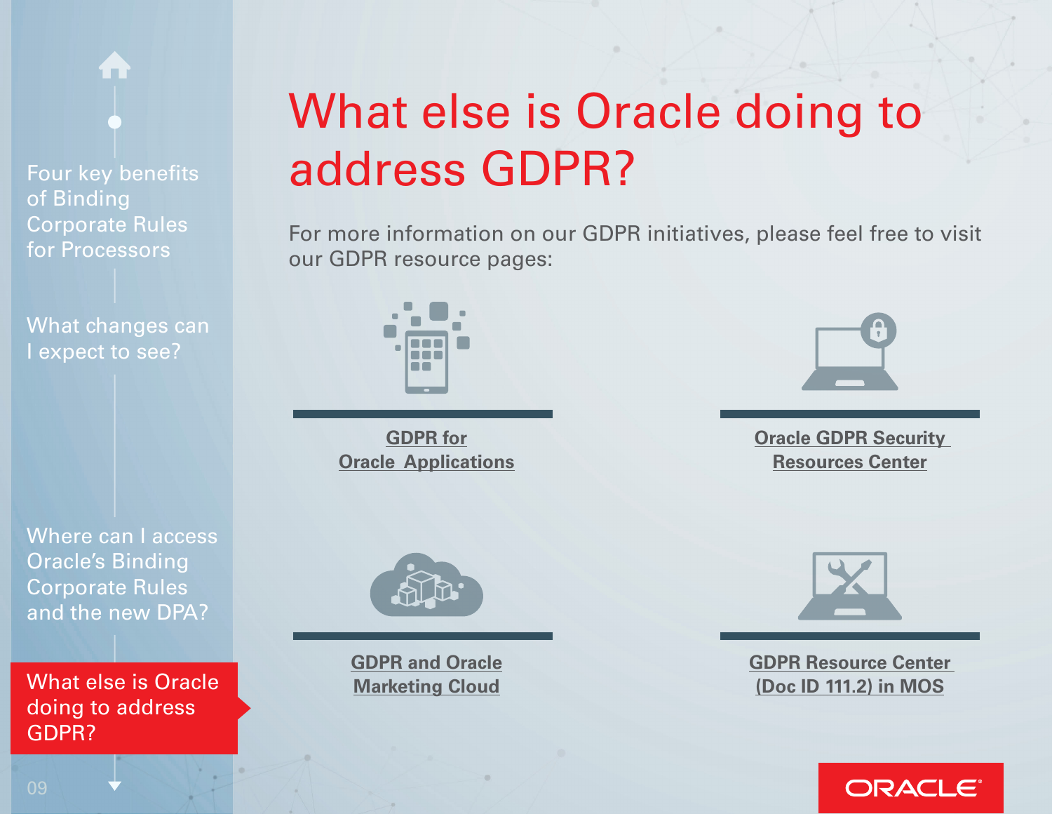Four key benefits of Binding Corporate Rules for Processors

What changes can I expect to see?

Where can I access Oracle's Binding Corporate Rules and the new DPA?

What else is Oracle doing to address GDPR?

# What else is Oracle doing to address GDPR?

For more information on our GDPR initiatives, please feel free to visit our GDPR resource pages:

**GDPR for Oracle Applications**

**Oracle GDPR Security Resources Center**

**GDPR and Oracle Marketing Cloud**

**GDPR Resource Center (Doc ID 111.2) in MOS**

ORACLE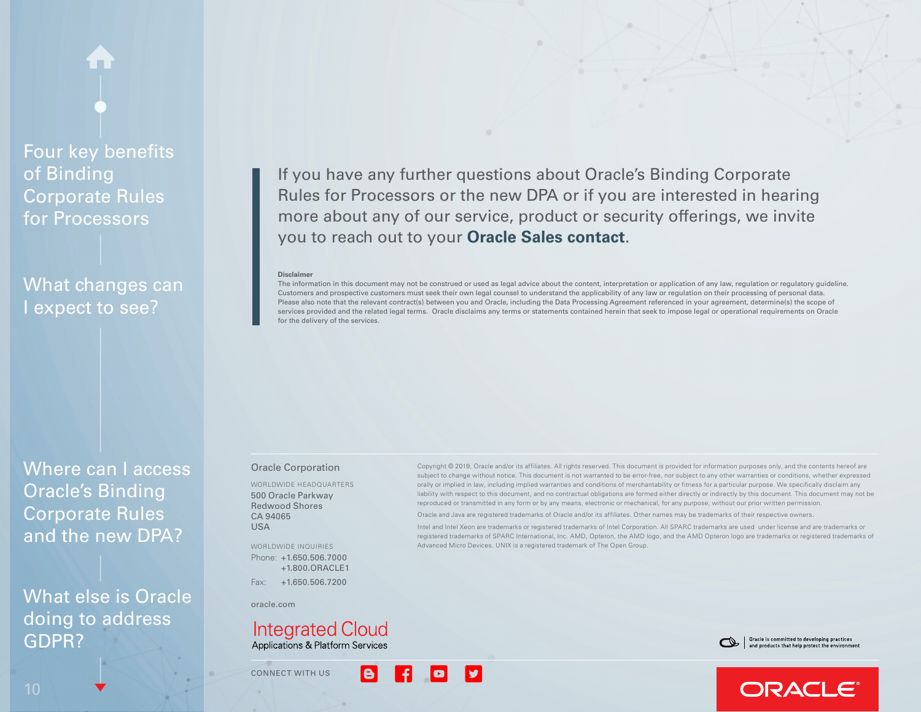Four key benefits of Binding Corporate Rules for Processors

What changes can I expect to see?

Where can I access Oracle's Binding Corporate Rules and the new DPA?

What else is Oracle doing to address GDPR?

If you have any further questions about Oracle's Binding Corporate Rules for Processors or the new DPA or if you are interested in hearing more about any of our service, product or security offerings, we invite you to reach out to your **Oracle Sales contact**.

**Disclaimer**

The information in this document may not be construed or used as legal advice about the content, interpretation or application of any law, regulation or regulatory guideline. Customers and prospective customers must seek their own legal counsel to understand the applicability of any law or regulation on their processing of personal data. Please also note that the relevant contract(s) between you and Oracle, including the Data Processing Agreement referenced in your agreement, determine(s) the scope of services provided and the related legal terms. Oracle disclaims any terms or statements contained herein that seek to impose legal or operational requirements on Oracle for the delivery of the services.

Oracle Corporation

WORLDWIDE HEADQUARTERS
500 Oracle Parkway
Redwood Shores
CA 94065
USA

WORLDWIDE INQUIRIES
Phone: +1.650.506.7000
+1.800.ORACLE1
Fax: +1.650.506.7200

oracle.com

Copyright © 2019, Oracle and/or its affiliates. All rights reserved. This document is provided for information purposes only, and the contents hereof are subject to change without notice. This document is not warranted to be error-free, nor subject to any other warranties or conditions, whether expressed orally or implied in law, including implied warranties and conditions of merchantability or fitness for a particular purpose. We specifically disclaim any liability with respect to this document, and no contractual obligations are formed either directly or indirectly by this document. This document may not be reproduced or transmitted in any form or by any means, electronic or mechanical, for any purpose, without our prior written permission.

Oracle and Java are registered trademarks of Oracle and/or its affiliates. Other names may be trademarks of their respective owners.

Intel and Intel Xeon are trademarks or registered trademarks of Intel Corporation. All SPARC trademarks are used under license and are trademarks or registered trademarks of SPARC International, Inc. AMD, Opteron, the AMD logo, and the AMD Opteron logo are trademarks or registered trademarks of Advanced Micro Devices. UNIX is a registered trademark of The Open Group.

Integrated Cloud
Applications & Platform Services

Oracle is committed to developing practices and products that help protect the environment

CONNECT WITH US

ORACLE